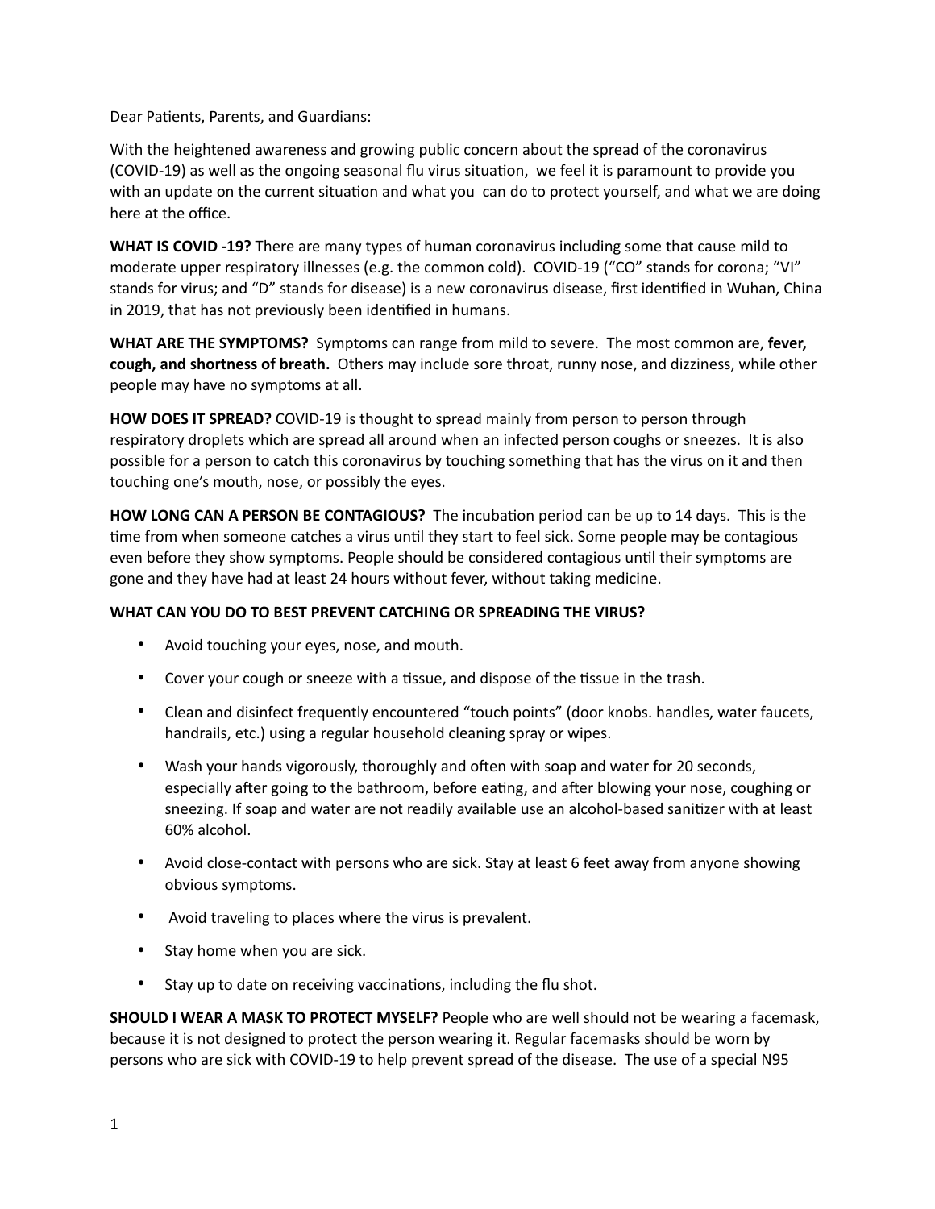Dear Patients, Parents, and Guardians:

With the heightened awareness and growing public concern about the spread of the coronavirus (COVID-19) as well as the ongoing seasonal flu virus situation, we feel it is paramount to provide you with an update on the current situation and what you can do to protect yourself, and what we are doing here at the office.

**WHAT IS COVID -19?** There are many types of human coronavirus including some that cause mild to moderate upper respiratory illnesses (e.g. the common cold). COVID-19 ("CO" stands for corona; "VI" stands for virus; and "D" stands for disease) is a new coronavirus disease, first identified in Wuhan, China in 2019, that has not previously been identified in humans.

**WHAT ARE THE SYMPTOMS?** Symptoms can range from mild to severe. The most common are, **fever, cough, and shortness of breath.** Others may include sore throat, runny nose, and dizziness, while other people may have no symptoms at all.

**HOW DOES IT SPREAD?** COVID-19 is thought to spread mainly from person to person through respiratory droplets which are spread all around when an infected person coughs or sneezes. It is also possible for a person to catch this coronavirus by touching something that has the virus on it and then touching one's mouth, nose, or possibly the eyes.

**HOW LONG CAN A PERSON BE CONTAGIOUS?** The incubation period can be up to 14 days. This is the time from when someone catches a virus until they start to feel sick. Some people may be contagious even before they show symptoms. People should be considered contagious until their symptoms are gone and they have had at least 24 hours without fever, without taking medicine.

**WHAT CAN YOU DO TO BEST PREVENT CATCHING OR SPREADING THE VIRUS?**

- Avoid touching your eyes, nose, and mouth.
- Cover your cough or sneeze with a tissue, and dispose of the tissue in the trash.
- Clean and disinfect frequently encountered "touch points" (door knobs. handles, water faucets, handrails, etc.) using a regular household cleaning spray or wipes.
- Wash your hands vigorously, thoroughly and often with soap and water for 20 seconds, especially after going to the bathroom, before eating, and after blowing your nose, coughing or sneezing. If soap and water are not readily available use an alcohol-based sanitizer with at least 60% alcohol.
- Avoid close-contact with persons who are sick. Stay at least 6 feet away from anyone showing obvious symptoms.
- Avoid traveling to places where the virus is prevalent.
- Stay home when you are sick.
- Stay up to date on receiving vaccinations, including the flu shot.

**SHOULD I WEAR A MASK TO PROTECT MYSELF?** People who are well should not be wearing a facemask, because it is not designed to protect the person wearing it. Regular facemasks should be worn by persons who are sick with COVID-19 to help prevent spread of the disease. The use of a special N95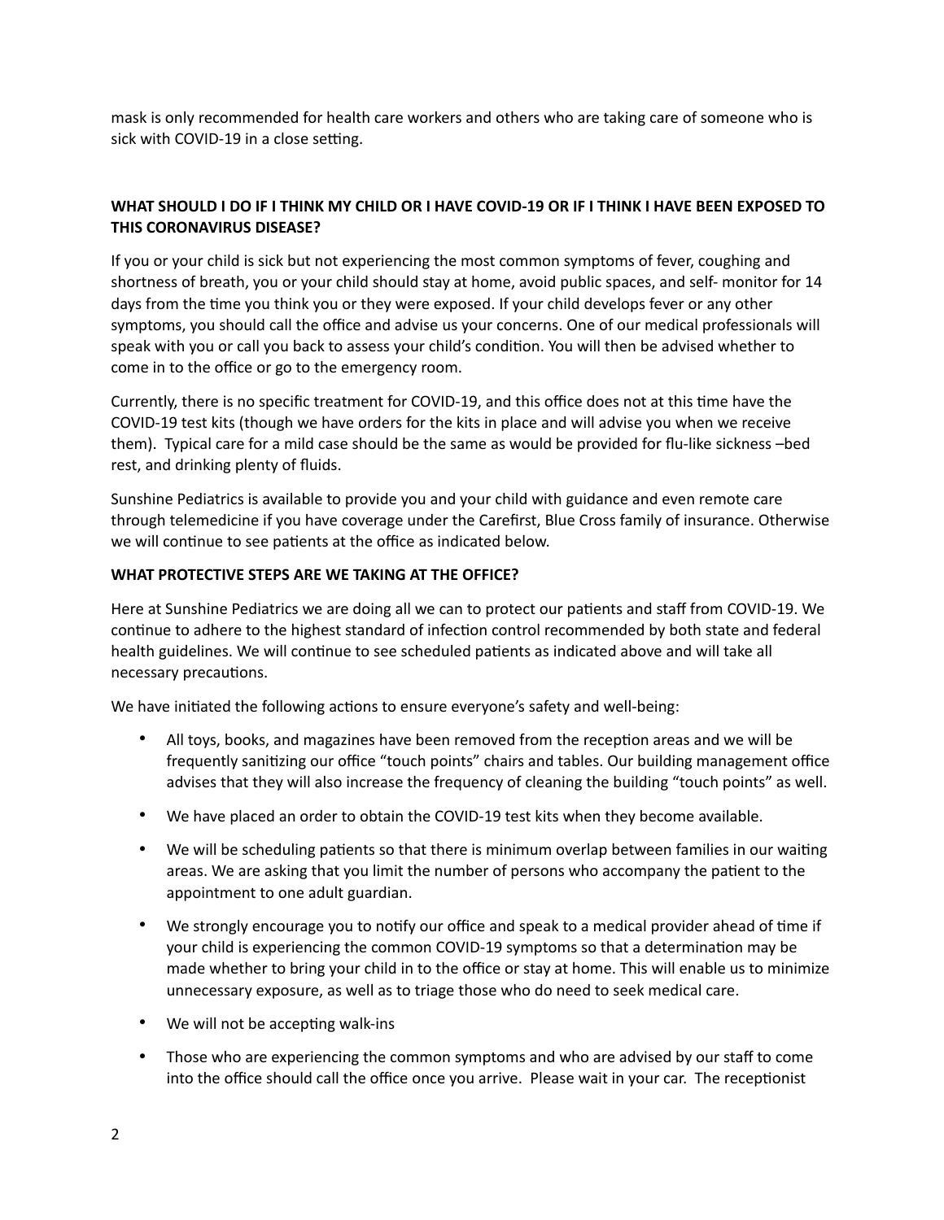mask is only recommended for health care workers and others who are taking care of someone who is sick with COVID-19 in a close setting.

**WHAT SHOULD I DO IF I THINK MY CHILD OR I HAVE COVID-19 OR IF I THINK I HAVE BEEN EXPOSED TO THIS CORONAVIRUS DISEASE?**

If you or your child is sick but not experiencing the most common symptoms of fever, coughing and shortness of breath, you or your child should stay at home, avoid public spaces, and self- monitor for 14 days from the time you think you or they were exposed. If your child develops fever or any other symptoms, you should call the office and advise us your concerns. One of our medical professionals will speak with you or call you back to assess your child's condition. You will then be advised whether to come in to the office or go to the emergency room.

Currently, there is no specific treatment for COVID-19, and this office does not at this time have the COVID-19 test kits (though we have orders for the kits in place and will advise you when we receive them). Typical care for a mild case should be the same as would be provided for flu-like sickness –bed rest, and drinking plenty of fluids.

Sunshine Pediatrics is available to provide you and your child with guidance and even remote care through telemedicine if you have coverage under the Carefirst, Blue Cross family of insurance. Otherwise we will continue to see patients at the office as indicated below.

**WHAT PROTECTIVE STEPS ARE WE TAKING AT THE OFFICE?**

Here at Sunshine Pediatrics we are doing all we can to protect our patients and staff from COVID-19. We continue to adhere to the highest standard of infection control recommended by both state and federal health guidelines. We will continue to see scheduled patients as indicated above and will take all necessary precautions.

We have initiated the following actions to ensure everyone's safety and well-being:

- All toys, books, and magazines have been removed from the reception areas and we will be frequently sanitizing our office "touch points" chairs and tables. Our building management office advises that they will also increase the frequency of cleaning the building "touch points" as well.
- We have placed an order to obtain the COVID-19 test kits when they become available.
- We will be scheduling patients so that there is minimum overlap between families in our waiting areas. We are asking that you limit the number of persons who accompany the patient to the appointment to one adult guardian.
- We strongly encourage you to notify our office and speak to a medical provider ahead of time if your child is experiencing the common COVID-19 symptoms so that a determination may be made whether to bring your child in to the office or stay at home. This will enable us to minimize unnecessary exposure, as well as to triage those who do need to seek medical care.
- We will not be accepting walk-ins
- Those who are experiencing the common symptoms and who are advised by our staff to come into the office should call the office once you arrive. Please wait in your car. The receptionist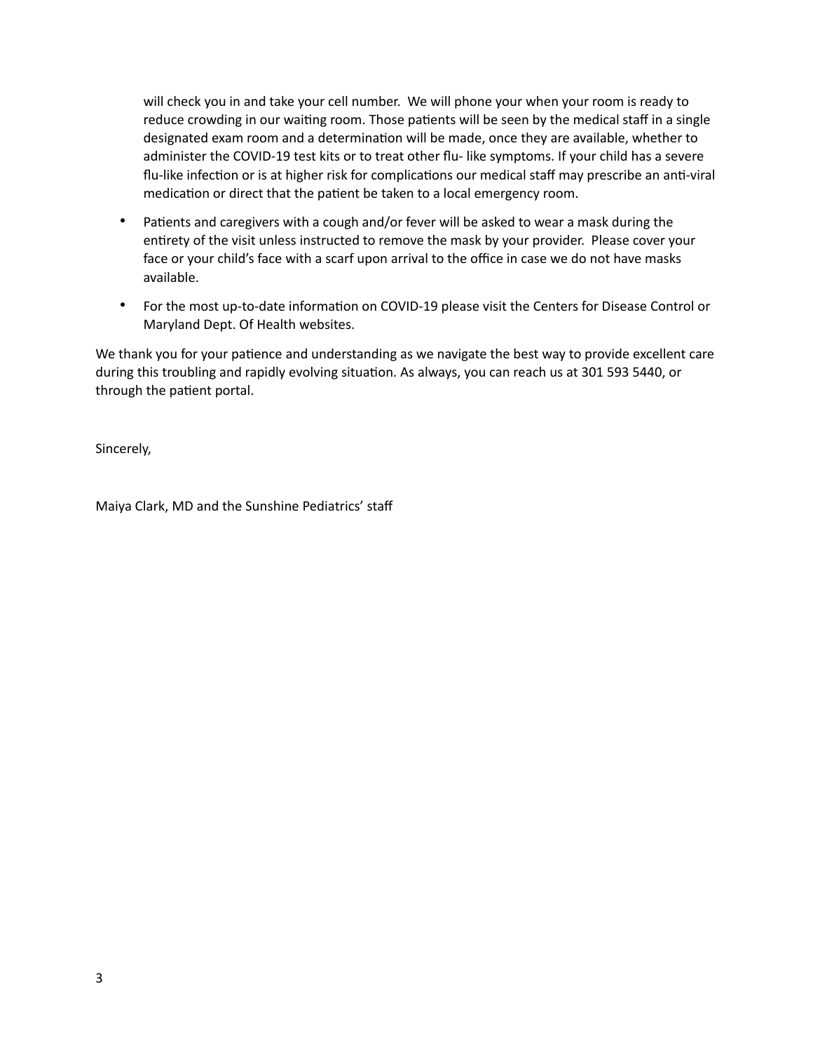will check you in and take your cell number. We will phone your when your room is ready to reduce crowding in our waiting room. Those patients will be seen by the medical staff in a single designated exam room and a determination will be made, once they are available, whether to administer the COVID-19 test kits or to treat other flu- like symptoms. If your child has a severe flu-like infection or is at higher risk for complications our medical staff may prescribe an anti-viral medication or direct that the patient be taken to a local emergency room.

- Patients and caregivers with a cough and/or fever will be asked to wear a mask during the entirety of the visit unless instructed to remove the mask by your provider. Please cover your face or your child's face with a scarf upon arrival to the office in case we do not have masks available.
- For the most up-to-date information on COVID-19 please visit the Centers for Disease Control or Maryland Dept. Of Health websites.

We thank you for your patience and understanding as we navigate the best way to provide excellent care during this troubling and rapidly evolving situation. As always, you can reach us at 301 593 5440, or through the patient portal.

Sincerely,

Maiya Clark, MD and the Sunshine Pediatrics' staff